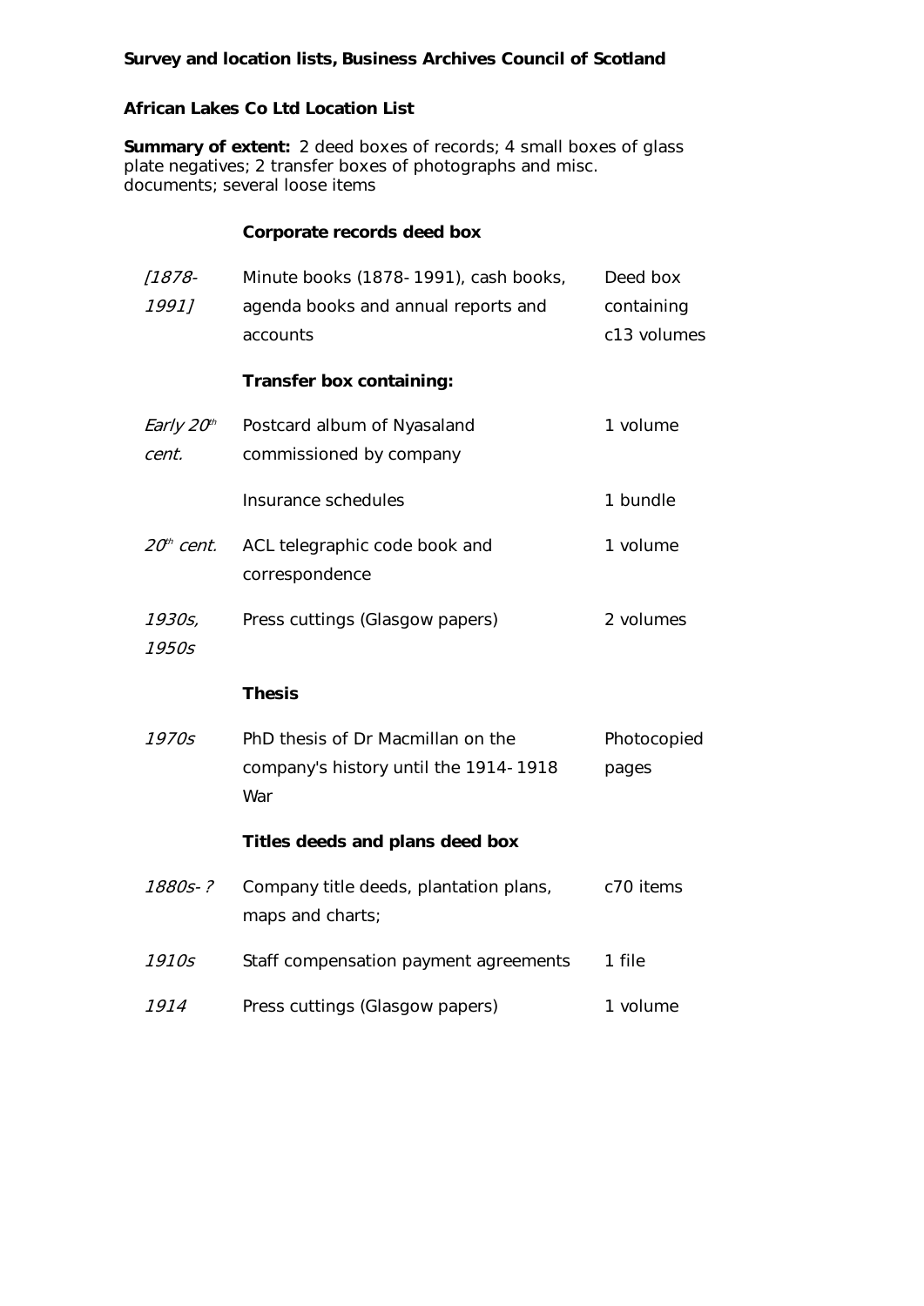**Survey and location lists, Business Archives Council of Scotland**

**African Lakes Co Ltd Location List**

**Summary of extent:** 2 deed boxes of records; 4 small boxes of glass plate negatives; 2 transfer boxes of photographs and misc. documents; several loose items

| | | |
|---|---|---|
| | **Corporate records deed box** | |
| *[1878-1991]* | Minute books (1878-1991), cash books, agenda books and annual reports and accounts | Deed box containing c13 volumes |
| | **Transfer box containing:** | |
| *Early 20th cent.* | Postcard album of Nyasaland commissioned by company | 1 volume |
| | Insurance schedules | 1 bundle |
| *20th cent.* | ACL telegraphic code book and correspondence | 1 volume |
| *1930s, 1950s* | Press cuttings (Glasgow papers) | 2 volumes |
| | **Thesis** | |
| *1970s* | PhD thesis of Dr Macmillan on the company's history until the 1914-1918 War | Photocopied pages |
| | **Titles deeds and plans deed box** | |
| *1880s-?* | Company title deeds, plantation plans, maps and charts; | c70 items |
| *1910s* | Staff compensation payment agreements | 1 file |
| *1914* | Press cuttings (Glasgow papers) | 1 volume |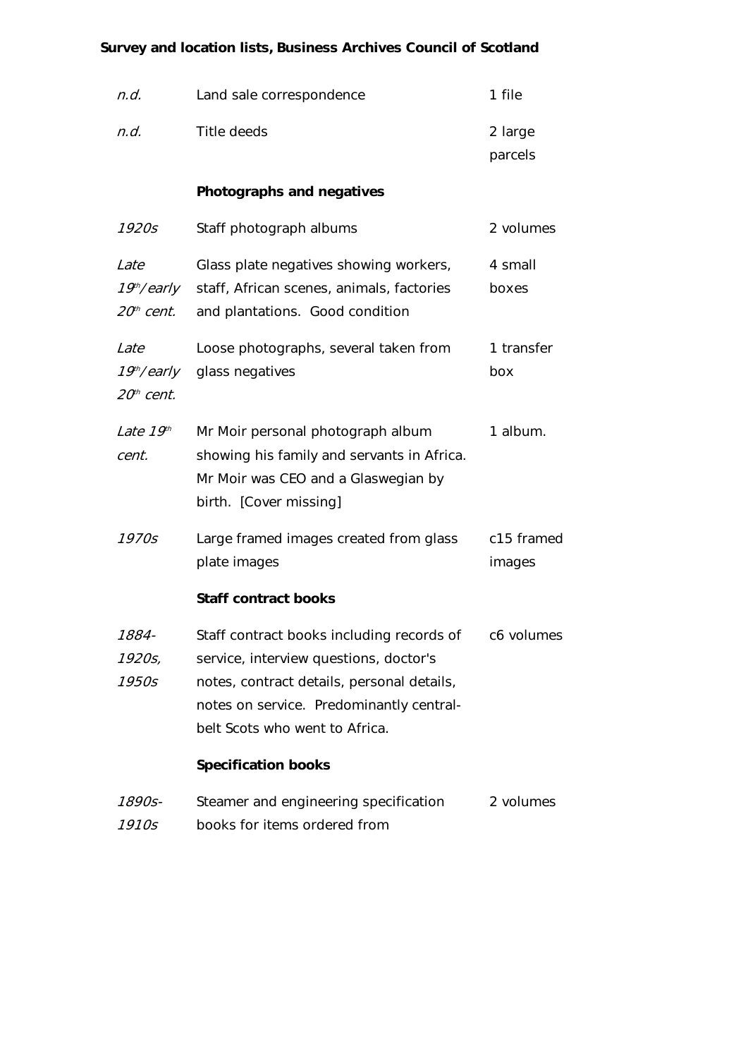| | | |
|---|---|---|
| *n.d.* | Land sale correspondence | 1 file |
| *n.d.* | Title deeds | 2 large parcels |
| | **Photographs and negatives** | |
| *1920s* | Staff photograph albums | 2 volumes |
| *Late 19th/early 20th cent.* | Glass plate negatives showing workers, staff, African scenes, animals, factories and plantations. Good condition | 4 small boxes |
| *Late 19th/early 20th cent.* | Loose photographs, several taken from glass negatives | 1 transfer box |
| *Late 19th cent.* | Mr Moir personal photograph album showing his family and servants in Africa. Mr Moir was CEO and a Glaswegian by birth. [Cover missing] | 1 album. |
| *1970s* | Large framed images created from glass plate images | c15 framed images |
| | **Staff contract books** | |
| *1884-1920s, 1950s* | Staff contract books including records of service, interview questions, doctor's notes, contract details, personal details, notes on service. Predominantly central-belt Scots who went to Africa. | c6 volumes |
| | **Specification books** | |
| *1890s-1910s* | Steamer and engineering specification books for items ordered from | 2 volumes |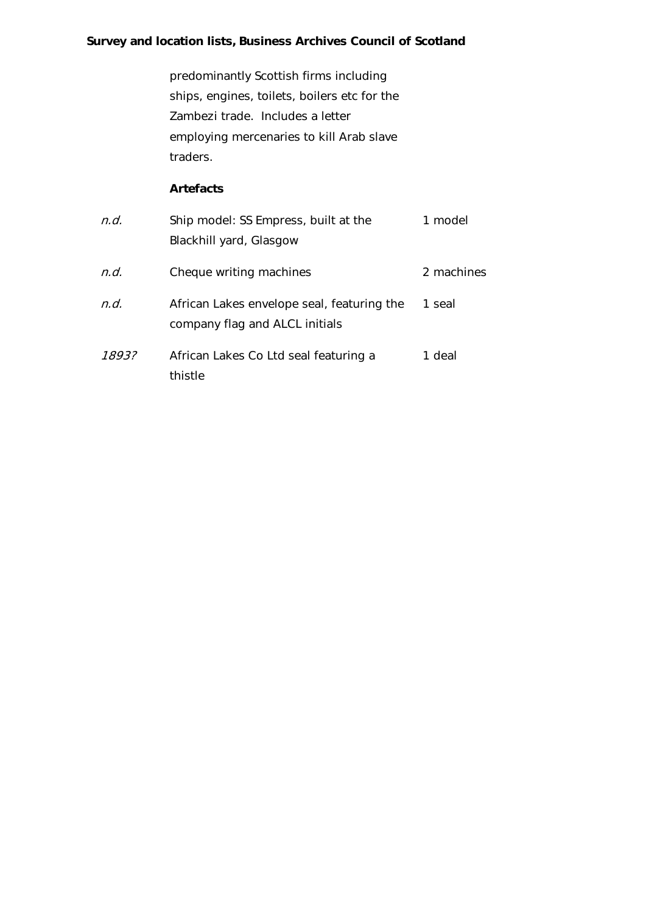predominantly Scottish firms including ships, engines, toilets, boilers etc for the Zambezi trade. Includes a letter employing mercenaries to kill Arab slave traders.

**Artefacts**

| | | |
|---|---|---|
| *n.d.* | Ship model: SS Empress, built at the Blackhill yard, Glasgow | 1 model |
| *n.d.* | Cheque writing machines | 2 machines |
| *n.d.* | African Lakes envelope seal, featuring the company flag and ALCL initials | 1 seal |
| *1893?* | African Lakes Co Ltd seal featuring a thistle | 1 deal |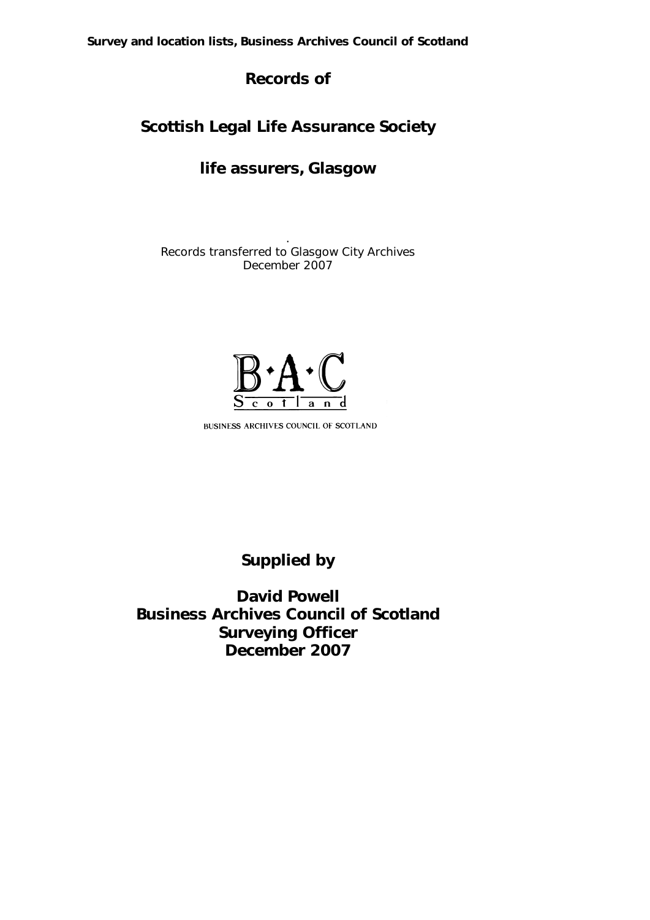Survey and location lists, Business Archives Council of Scotland

# Records of

# Scottish Legal Life Assurance Society

# life assurers, Glasgow

Records transferred to Glasgow City Archives
December 2007

BUSINESS ARCHIVES COUNCIL OF SCOTLAND

## Supplied by

**David Powell**
**Business Archives Council of Scotland**
**Surveying Officer**
**December 2007**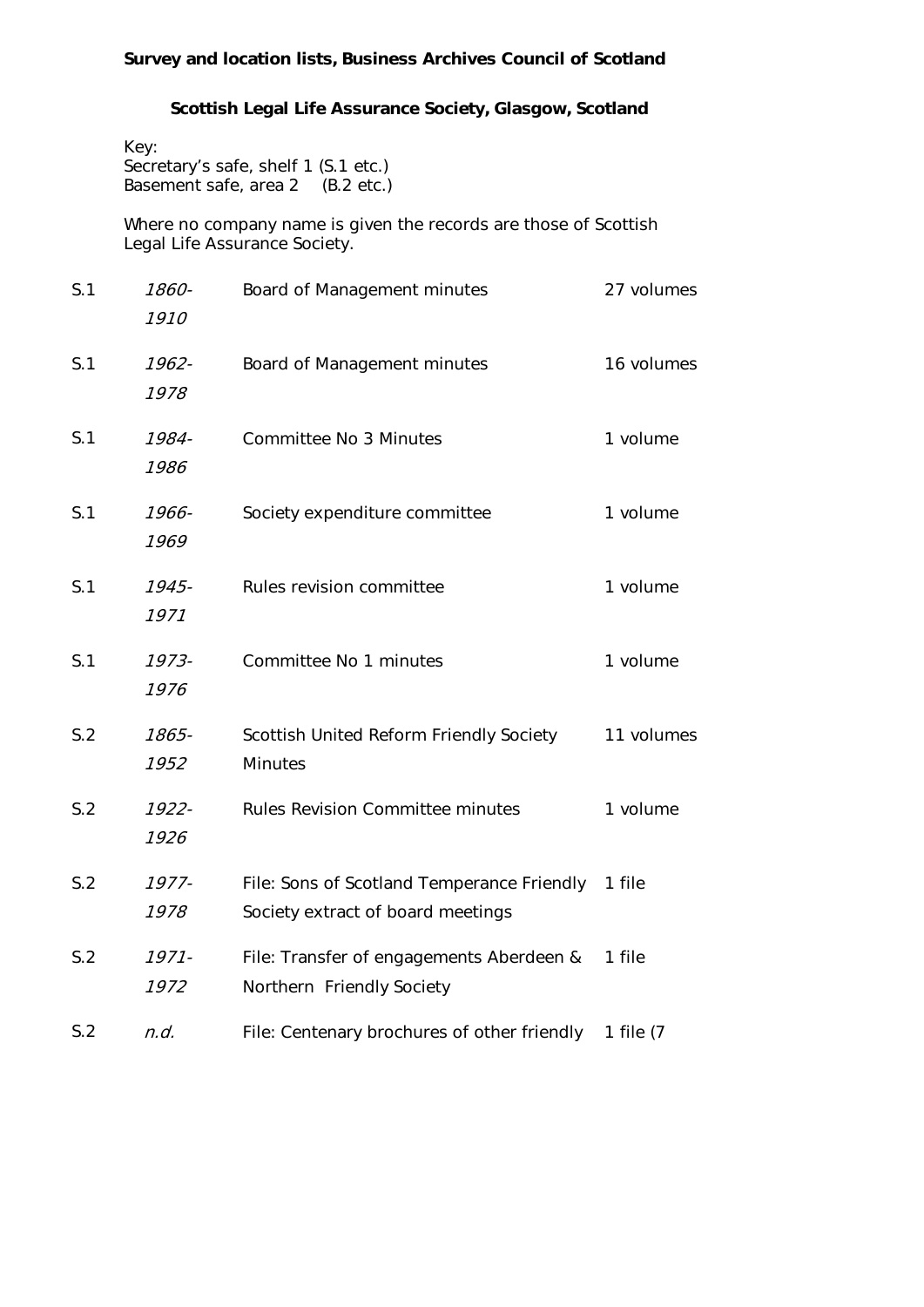**Survey and location lists, Business Archives Council of Scotland**

**Scottish Legal Life Assurance Society, Glasgow, Scotland**

Key:
Secretary's safe, shelf 1 (S.1 etc.)
Basement safe, area 2 (B.2 etc.)

Where no company name is given the records are those of Scottish Legal Life Assurance Society.

| | | | |
|---|---|---|---|
| S.1 | *1860-1910* | Board of Management minutes | 27 volumes |
| S.1 | *1962-1978* | Board of Management minutes | 16 volumes |
| S.1 | *1984-1986* | Committee No 3 Minutes | 1 volume |
| S.1 | *1966-1969* | Society expenditure committee | 1 volume |
| S.1 | *1945-1971* | Rules revision committee | 1 volume |
| S.1 | *1973-1976* | Committee No 1 minutes | 1 volume |
| S.2 | *1865-1952* | Scottish United Reform Friendly Society Minutes | 11 volumes |
| S.2 | *1922-1926* | Rules Revision Committee minutes | 1 volume |
| S.2 | *1977-1978* | File: Sons of Scotland Temperance Friendly Society extract of board meetings | 1 file |
| S.2 | *1971-1972* | File: Transfer of engagements Aberdeen & Northern Friendly Society | 1 file |
| S.2 | *n.d.* | File: Centenary brochures of other friendly | 1 file (7 |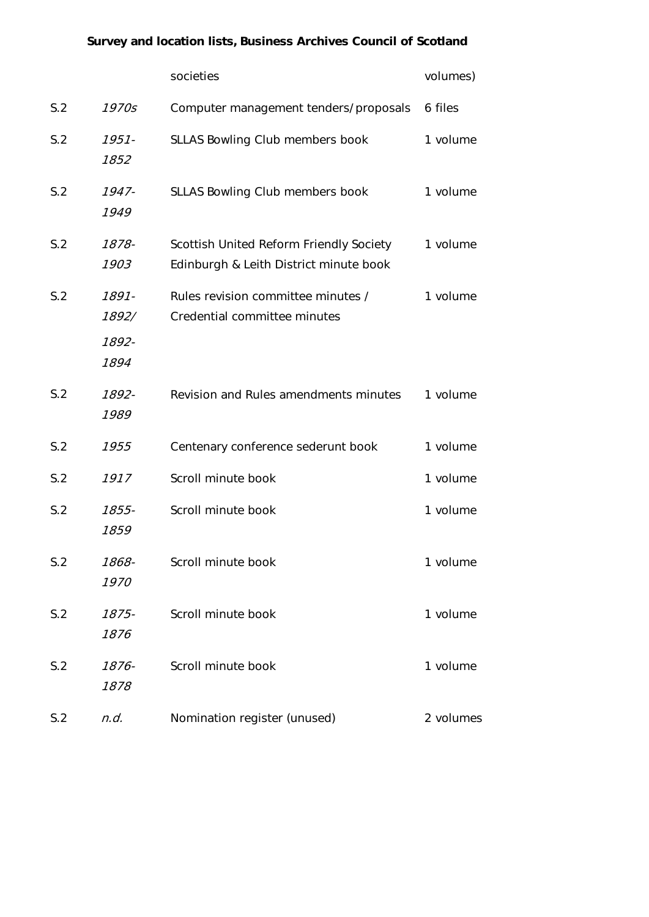| | | | |
|---|---|---|---|
| | | societies | volumes) |
| S.2 | *1970s* | Computer management tenders/proposals | 6 files |
| S.2 | *1951-1852* | SLLAS Bowling Club members book | 1 volume |
| S.2 | *1947-1949* | SLLAS Bowling Club members book | 1 volume |
| S.2 | *1878-1903* | Scottish United Reform Friendly Society Edinburgh & Leith District minute book | 1 volume |
| S.2 | *1891-1892/ 1892-1894* | Rules revision committee minutes / Credential committee minutes | 1 volume |
| S.2 | *1892-1989* | Revision and Rules amendments minutes | 1 volume |
| S.2 | *1955* | Centenary conference sederunt book | 1 volume |
| S.2 | *1917* | Scroll minute book | 1 volume |
| S.2 | *1855-1859* | Scroll minute book | 1 volume |
| S.2 | *1868-1970* | Scroll minute book | 1 volume |
| S.2 | *1875-1876* | Scroll minute book | 1 volume |
| S.2 | *1876-1878* | Scroll minute book | 1 volume |
| S.2 | *n.d.* | Nomination register (unused) | 2 volumes |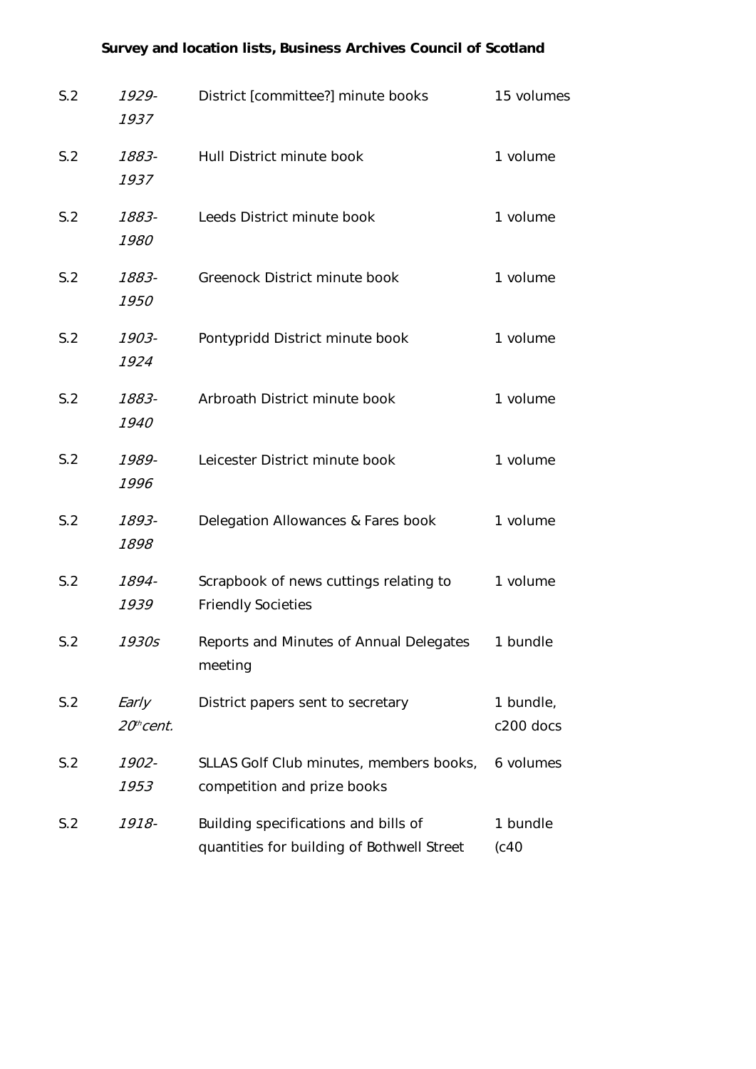| | | | |
|---|---|---|---|
| S.2 | *1929-1937* | District [committee?] minute books | 15 volumes |
| S.2 | *1883-1937* | Hull District minute book | 1 volume |
| S.2 | *1883-1980* | Leeds District minute book | 1 volume |
| S.2 | *1883-1950* | Greenock District minute book | 1 volume |
| S.2 | *1903-1924* | Pontypridd District minute book | 1 volume |
| S.2 | *1883-1940* | Arbroath District minute book | 1 volume |
| S.2 | *1989-1996* | Leicester District minute book | 1 volume |
| S.2 | *1893-1898* | Delegation Allowances & Fares book | 1 volume |
| S.2 | *1894-1939* | Scrapbook of news cuttings relating to Friendly Societies | 1 volume |
| S.2 | *1930s* | Reports and Minutes of Annual Delegates meeting | 1 bundle |
| S.2 | *Early 20th cent.* | District papers sent to secretary | 1 bundle, c200 docs |
| S.2 | *1902-1953* | SLLAS Golf Club minutes, members books, competition and prize books | 6 volumes |
| S.2 | *1918-* | Building specifications and bills of quantities for building of Bothwell Street | 1 bundle (c40 |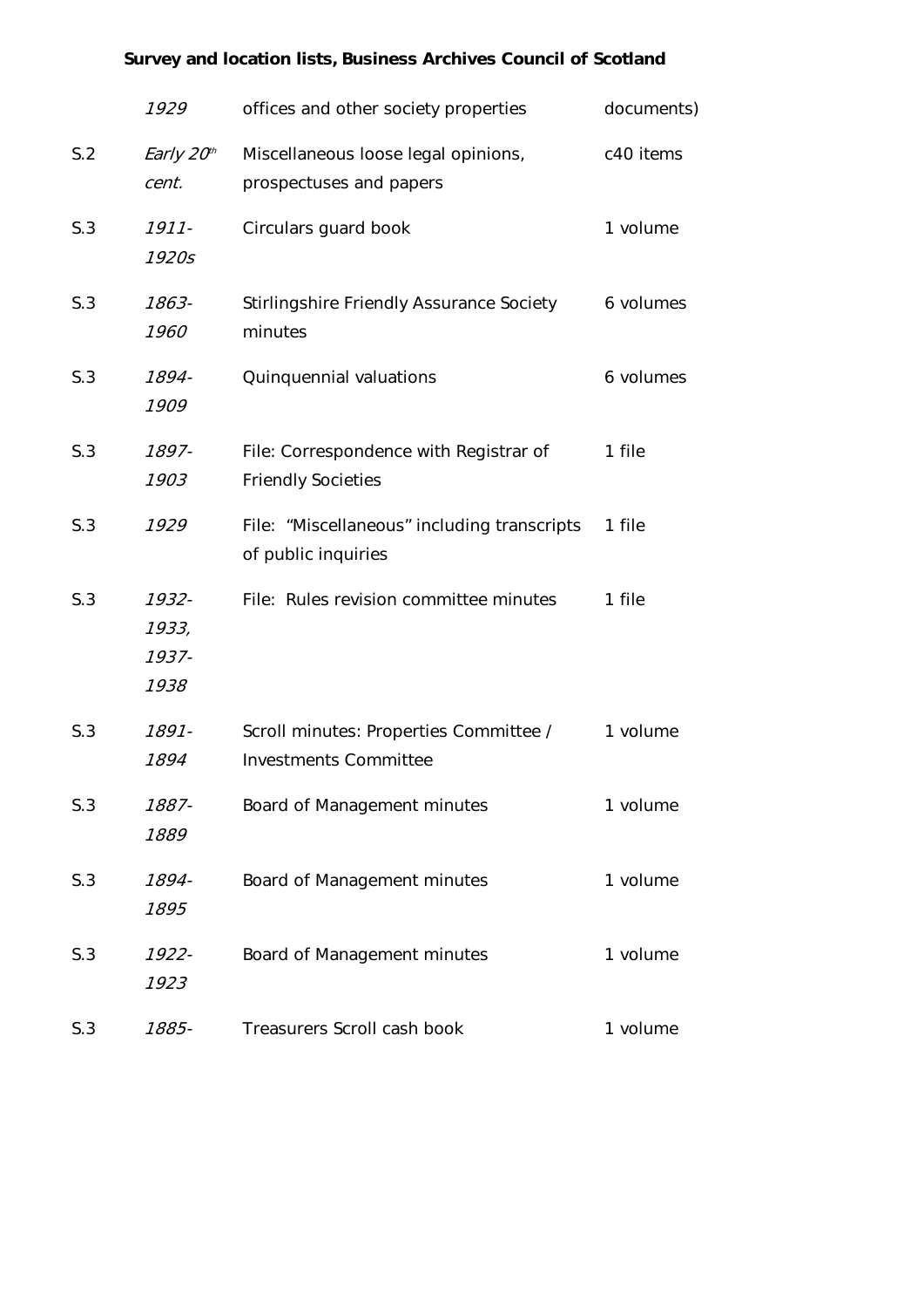| | | | |
|---|---|---|---|
| | *1929* | offices and other society properties | documents) |
| S.2 | *Early 20th cent.* | Miscellaneous loose legal opinions, prospectuses and papers | c40 items |
| S.3 | *1911-1920s* | Circulars guard book | 1 volume |
| S.3 | *1863-1960* | Stirlingshire Friendly Assurance Society minutes | 6 volumes |
| S.3 | *1894-1909* | Quinquennial valuations | 6 volumes |
| S.3 | *1897-1903* | File: Correspondence with Registrar of Friendly Societies | 1 file |
| S.3 | *1929* | File: "Miscellaneous" including transcripts of public inquiries | 1 file |
| S.3 | *1932-1933, 1937-1938* | File: Rules revision committee minutes | 1 file |
| S.3 | *1891-1894* | Scroll minutes: Properties Committee / Investments Committee | 1 volume |
| S.3 | *1887-1889* | Board of Management minutes | 1 volume |
| S.3 | *1894-1895* | Board of Management minutes | 1 volume |
| S.3 | *1922-1923* | Board of Management minutes | 1 volume |
| S.3 | *1885-* | Treasurers Scroll cash book | 1 volume |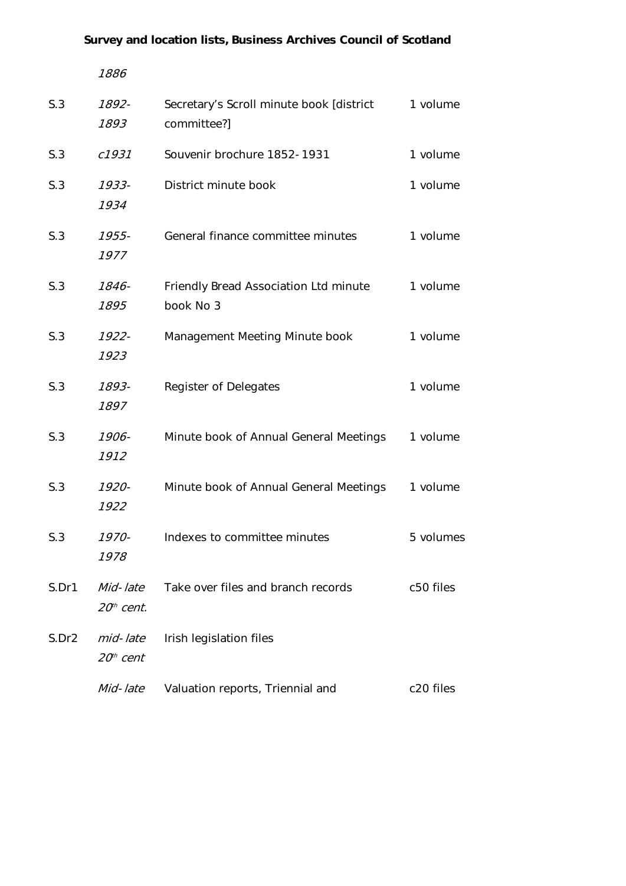| | | | |
|---|---|---|---|
| | *1886* | | |
| S.3 | *1892-1893* | Secretary's Scroll minute book [district committee?] | 1 volume |
| S.3 | *c1931* | Souvenir brochure 1852-1931 | 1 volume |
| S.3 | *1933-1934* | District minute book | 1 volume |
| S.3 | *1955-1977* | General finance committee minutes | 1 volume |
| S.3 | *1846-1895* | Friendly Bread Association Ltd minute book No 3 | 1 volume |
| S.3 | *1922-1923* | Management Meeting Minute book | 1 volume |
| S.3 | *1893-1897* | Register of Delegates | 1 volume |
| S.3 | *1906-1912* | Minute book of Annual General Meetings | 1 volume |
| S.3 | *1920-1922* | Minute book of Annual General Meetings | 1 volume |
| S.3 | *1970-1978* | Indexes to committee minutes | 5 volumes |
| S.Dr1 | *Mid-late 20th cent.* | Take over files and branch records | c50 files |
| S.Dr2 | *mid-late 20th cent* | Irish legislation files | |
| | *Mid-late* | Valuation reports, Triennial and | c20 files |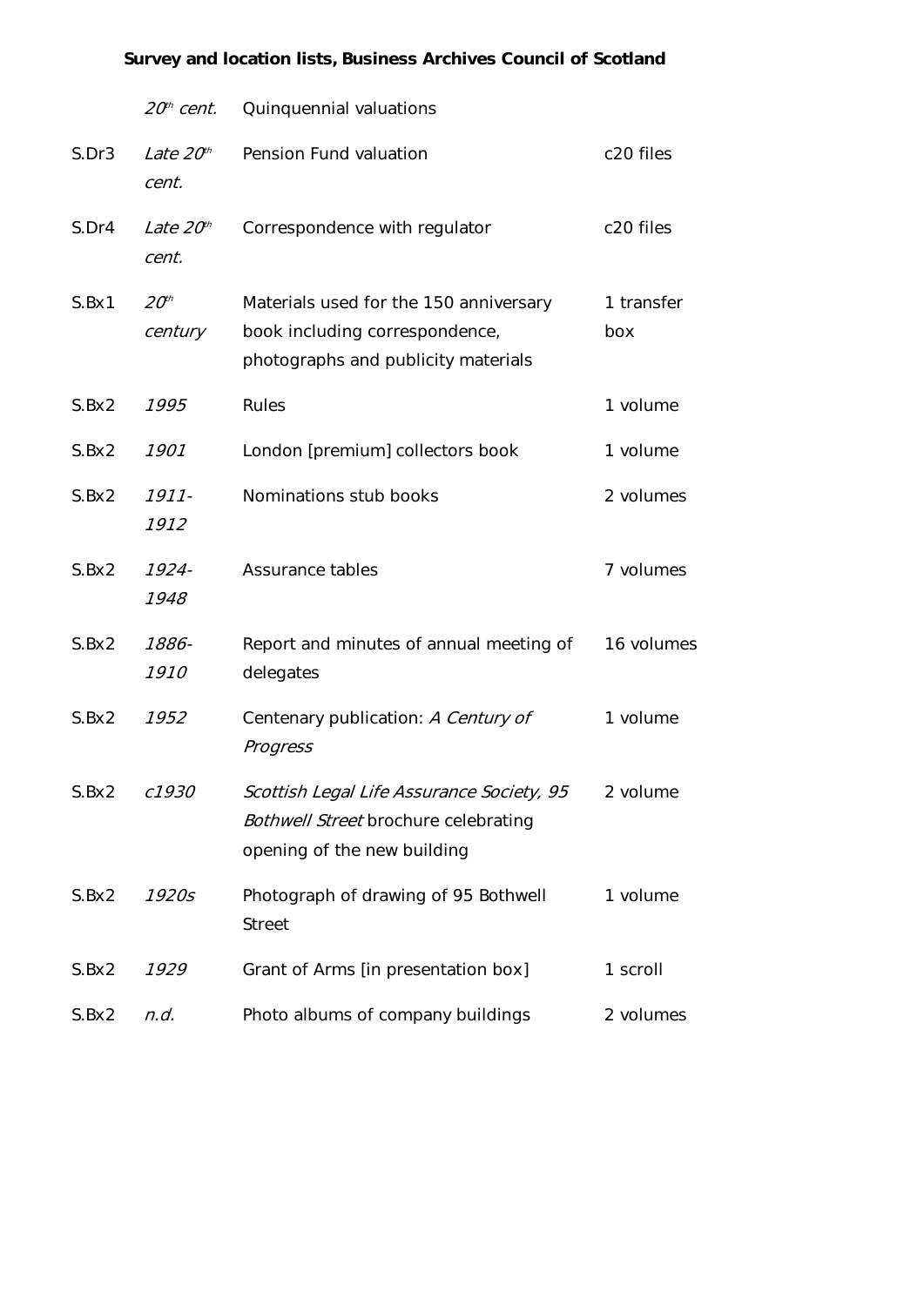| | | | |
|---|---|---|---|
| | *20th cent.* | Quinquennial valuations | |
| S.Dr3 | *Late 20th cent.* | Pension Fund valuation | c20 files |
| S.Dr4 | *Late 20th cent.* | Correspondence with regulator | c20 files |
| S.Bx1 | *20th century* | Materials used for the 150 anniversary book including correspondence, photographs and publicity materials | 1 transfer box |
| S.Bx2 | *1995* | Rules | 1 volume |
| S.Bx2 | *1901* | London [premium] collectors book | 1 volume |
| S.Bx2 | *1911-1912* | Nominations stub books | 2 volumes |
| S.Bx2 | *1924-1948* | Assurance tables | 7 volumes |
| S.Bx2 | *1886-1910* | Report and minutes of annual meeting of delegates | 16 volumes |
| S.Bx2 | *1952* | Centenary publication: *A Century of Progress* | 1 volume |
| S.Bx2 | *c1930* | *Scottish Legal Life Assurance Society, 95 Bothwell Street* brochure celebrating opening of the new building | 2 volume |
| S.Bx2 | *1920s* | Photograph of drawing of 95 Bothwell Street | 1 volume |
| S.Bx2 | *1929* | Grant of Arms [in presentation box] | 1 scroll |
| S.Bx2 | *n.d.* | Photo albums of company buildings | 2 volumes |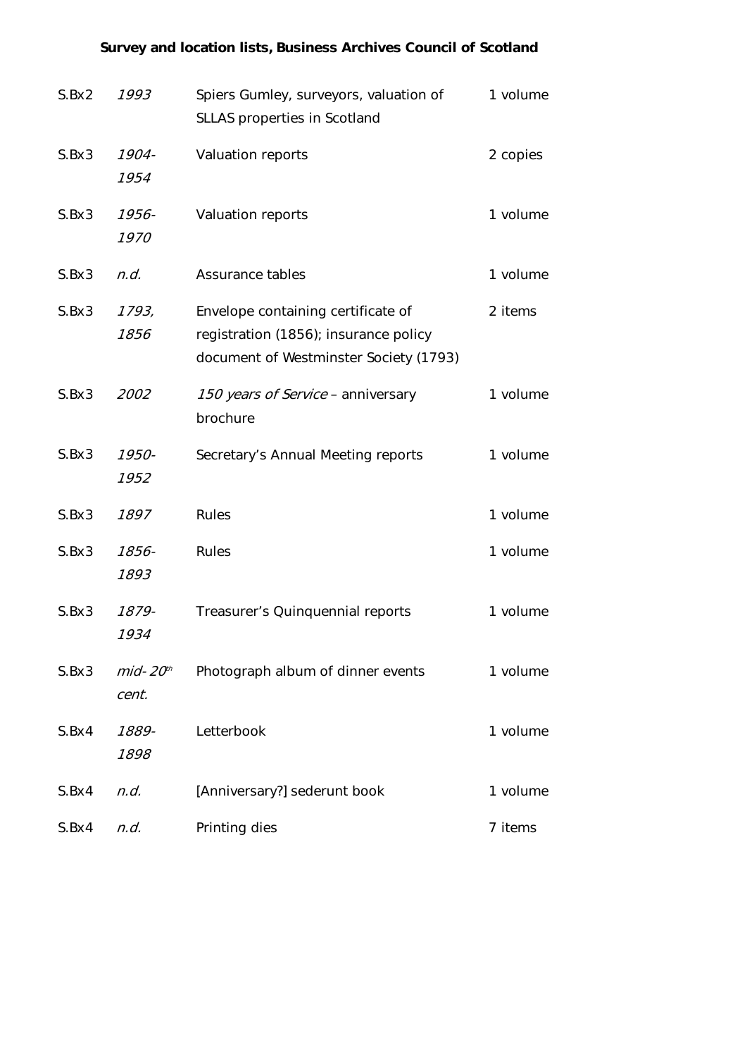| | | | |
|---|---|---|---|
| S.Bx2 | *1993* | Spiers Gumley, surveyors, valuation of SLLAS properties in Scotland | 1 volume |
| S.Bx3 | *1904-1954* | Valuation reports | 2 copies |
| S.Bx3 | *1956-1970* | Valuation reports | 1 volume |
| S.Bx3 | *n.d.* | Assurance tables | 1 volume |
| S.Bx3 | *1793, 1856* | Envelope containing certificate of registration (1856); insurance policy document of Westminster Society (1793) | 2 items |
| S.Bx3 | *2002* | *150 years of Service* – anniversary brochure | 1 volume |
| S.Bx3 | *1950-1952* | Secretary's Annual Meeting reports | 1 volume |
| S.Bx3 | *1897* | Rules | 1 volume |
| S.Bx3 | *1856-1893* | Rules | 1 volume |
| S.Bx3 | *1879-1934* | Treasurer's Quinquennial reports | 1 volume |
| S.Bx3 | *mid-20th cent.* | Photograph album of dinner events | 1 volume |
| S.Bx4 | *1889-1898* | Letterbook | 1 volume |
| S.Bx4 | *n.d.* | [Anniversary?] sederunt book | 1 volume |
| S.Bx4 | *n.d.* | Printing dies | 7 items |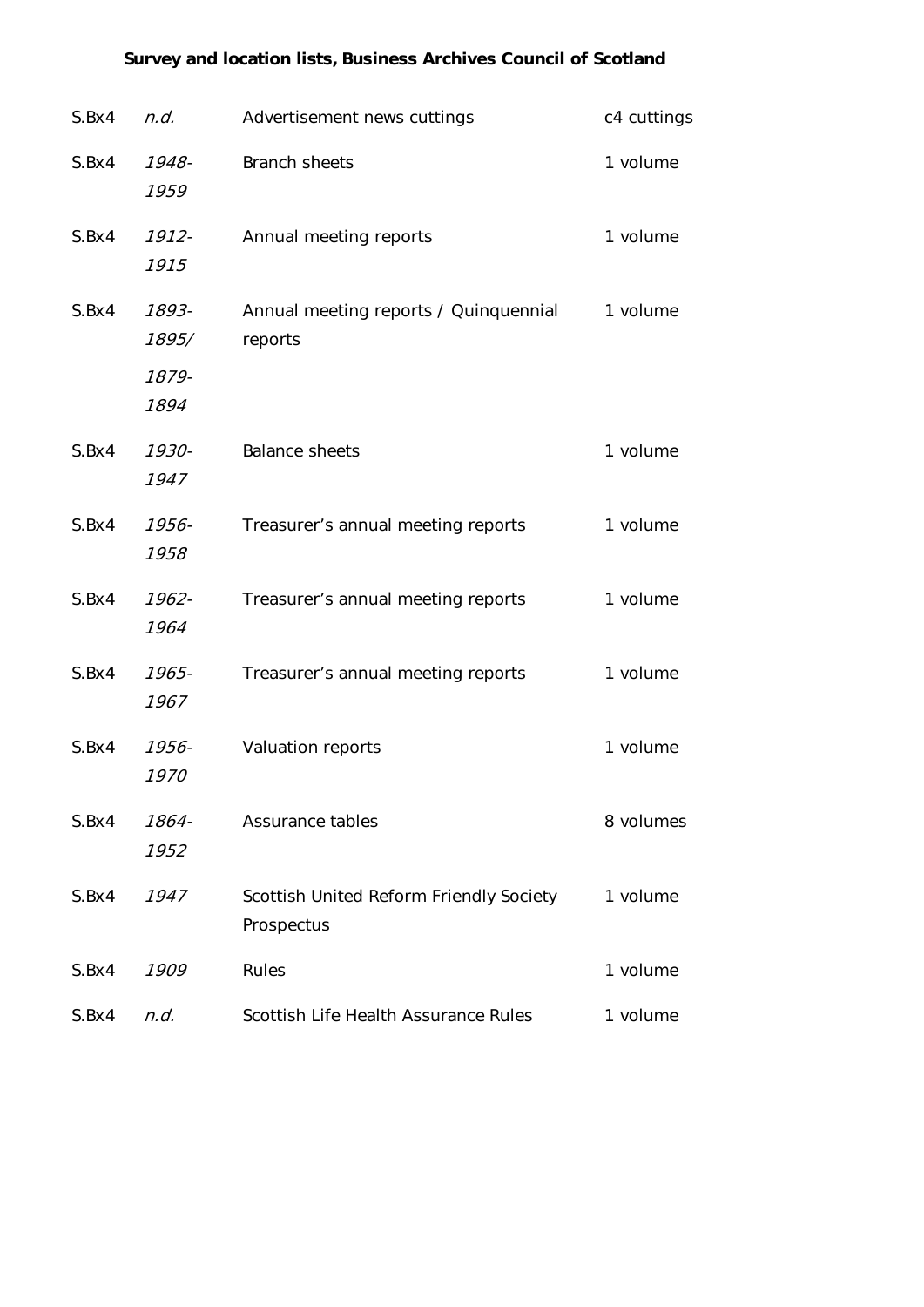**Survey and location lists, Business Archives Council of Scotland**

| | | | |
|---|---|---|---|
| S.Bx4 | *n.d.* | Advertisement news cuttings | c4 cuttings |
| S.Bx4 | *1948-1959* | Branch sheets | 1 volume |
| S.Bx4 | *1912-1915* | Annual meeting reports | 1 volume |
| S.Bx4 | *1893-1895/ 1879-1894* | Annual meeting reports / Quinquennial reports | 1 volume |
| S.Bx4 | *1930-1947* | Balance sheets | 1 volume |
| S.Bx4 | *1956-1958* | Treasurer's annual meeting reports | 1 volume |
| S.Bx4 | *1962-1964* | Treasurer's annual meeting reports | 1 volume |
| S.Bx4 | *1965-1967* | Treasurer's annual meeting reports | 1 volume |
| S.Bx4 | *1956-1970* | Valuation reports | 1 volume |
| S.Bx4 | *1864-1952* | Assurance tables | 8 volumes |
| S.Bx4 | *1947* | Scottish United Reform Friendly Society Prospectus | 1 volume |
| S.Bx4 | *1909* | Rules | 1 volume |
| S.Bx4 | *n.d.* | Scottish Life Health Assurance Rules | 1 volume |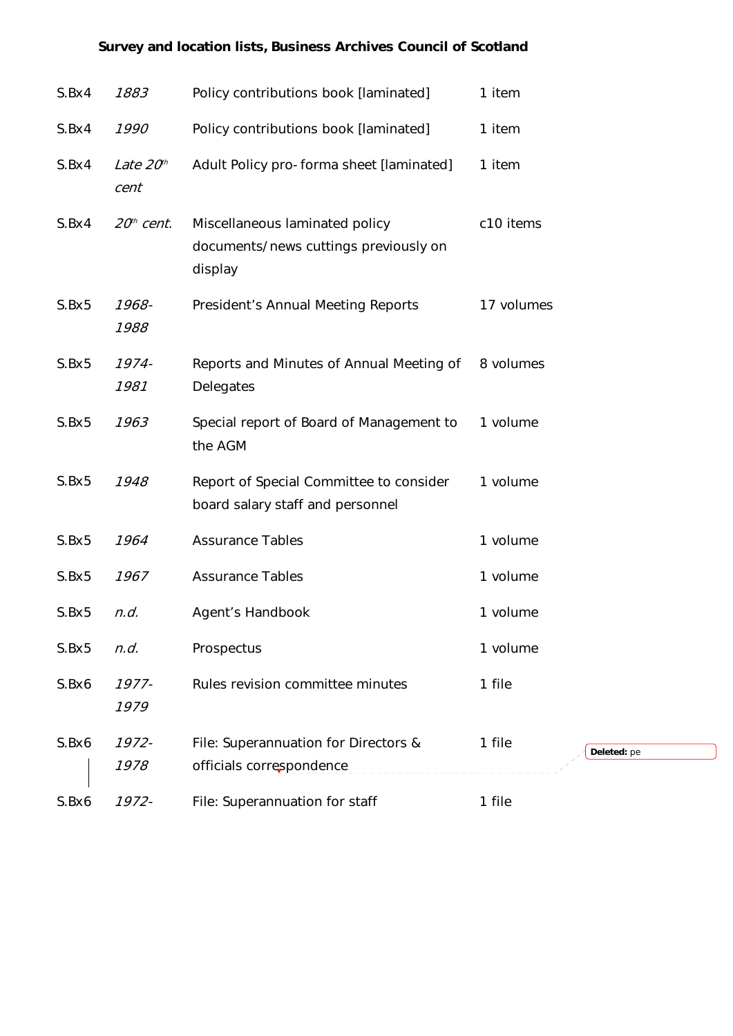**Survey and location lists, Business Archives Council of Scotland**

| | | | |
|---|---|---|---|
| S.Bx4 | *1883* | Policy contributions book [laminated] | 1 item |
| S.Bx4 | *1990* | Policy contributions book [laminated] | 1 item |
| S.Bx4 | *Late 20th cent* | Adult Policy pro- forma sheet [laminated] | 1 item |
| S.Bx4 | *20th cent.* | Miscellaneous laminated policy documents/news cuttings previously on display | c10 items |
| S.Bx5 | *1968-1988* | President's Annual Meeting Reports | 17 volumes |
| S.Bx5 | *1974-1981* | Reports and Minutes of Annual Meeting of Delegates | 8 volumes |
| S.Bx5 | *1963* | Special report of Board of Management to the AGM | 1 volume |
| S.Bx5 | *1948* | Report of Special Committee to consider board salary staff and personnel | 1 volume |
| S.Bx5 | *1964* | Assurance Tables | 1 volume |
| S.Bx5 | *1967* | Assurance Tables | 1 volume |
| S.Bx5 | *n.d.* | Agent's Handbook | 1 volume |
| S.Bx5 | *n.d.* | Prospectus | 1 volume |
| S.Bx6 | *1977-1979* | Rules revision committee minutes | 1 file |
| S.Bx6 | *1972-1978* | File: Superannuation for Directors & officials correspondence | 1 file |
| S.Bx6 | *1972-* | File: Superannuation for staff | 1 file |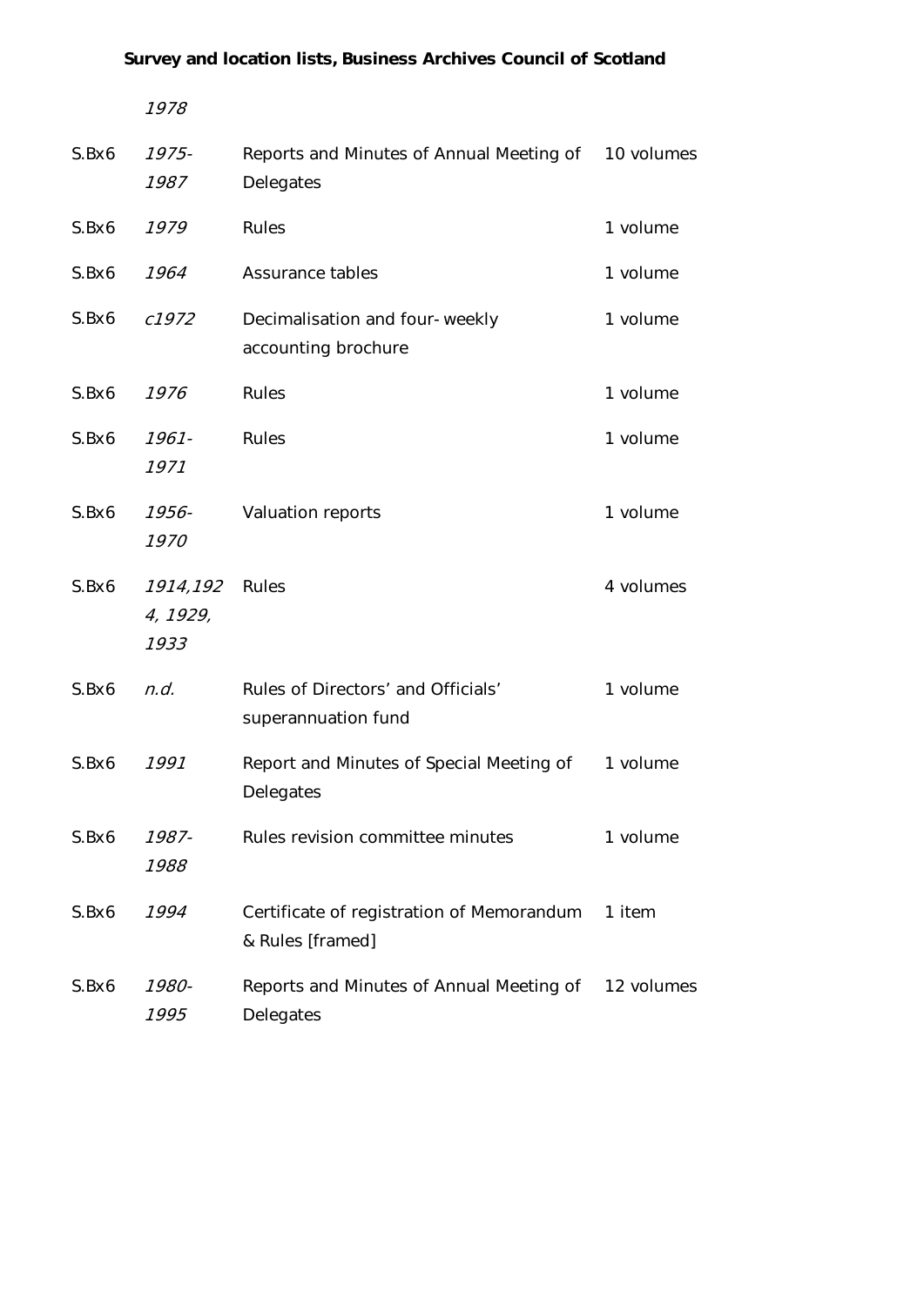*1978*

| | | | |
|---|---|---|---|
| S.Bx6 | *1975-1987* | Reports and Minutes of Annual Meeting of Delegates | 10 volumes |
| S.Bx6 | *1979* | Rules | 1 volume |
| S.Bx6 | *1964* | Assurance tables | 1 volume |
| S.Bx6 | *c1972* | Decimalisation and four-weekly accounting brochure | 1 volume |
| S.Bx6 | *1976* | Rules | 1 volume |
| S.Bx6 | *1961-1971* | Rules | 1 volume |
| S.Bx6 | *1956-1970* | Valuation reports | 1 volume |
| S.Bx6 | *1914,1924, 1929, 1933* | Rules | 4 volumes |
| S.Bx6 | *n.d.* | Rules of Directors' and Officials' superannuation fund | 1 volume |
| S.Bx6 | *1991* | Report and Minutes of Special Meeting of Delegates | 1 volume |
| S.Bx6 | *1987-1988* | Rules revision committee minutes | 1 volume |
| S.Bx6 | *1994* | Certificate of registration of Memorandum & Rules [framed] | 1 item |
| S.Bx6 | *1980-1995* | Reports and Minutes of Annual Meeting of Delegates | 12 volumes |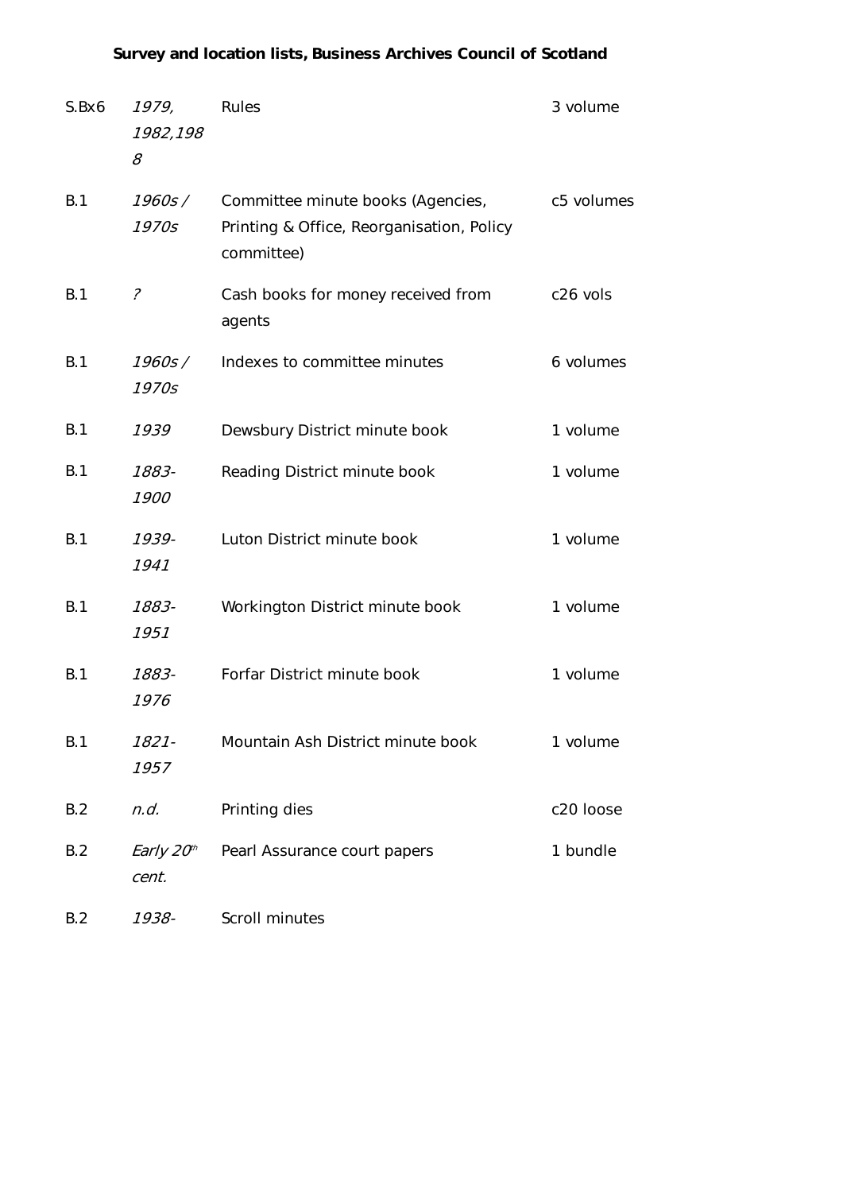**Survey and location lists, Business Archives Council of Scotland**

| | | | |
|---|---|---|---|
| S.Bx6 | *1979, 1982,1988* | Rules | 3 volume |
| B.1 | *1960s / 1970s* | Committee minute books (Agencies, Printing & Office, Reorganisation, Policy committee) | c5 volumes |
| B.1 | *?* | Cash books for money received from agents | c26 vols |
| B.1 | *1960s / 1970s* | Indexes to committee minutes | 6 volumes |
| B.1 | *1939* | Dewsbury District minute book | 1 volume |
| B.1 | *1883-1900* | Reading District minute book | 1 volume |
| B.1 | *1939-1941* | Luton District minute book | 1 volume |
| B.1 | *1883-1951* | Workington District minute book | 1 volume |
| B.1 | *1883-1976* | Forfar District minute book | 1 volume |
| B.1 | *1821-1957* | Mountain Ash District minute book | 1 volume |
| B.2 | *n.d.* | Printing dies | c20 loose |
| B.2 | *Early 20th cent.* | Pearl Assurance court papers | 1 bundle |
| B.2 | *1938-* | Scroll minutes | |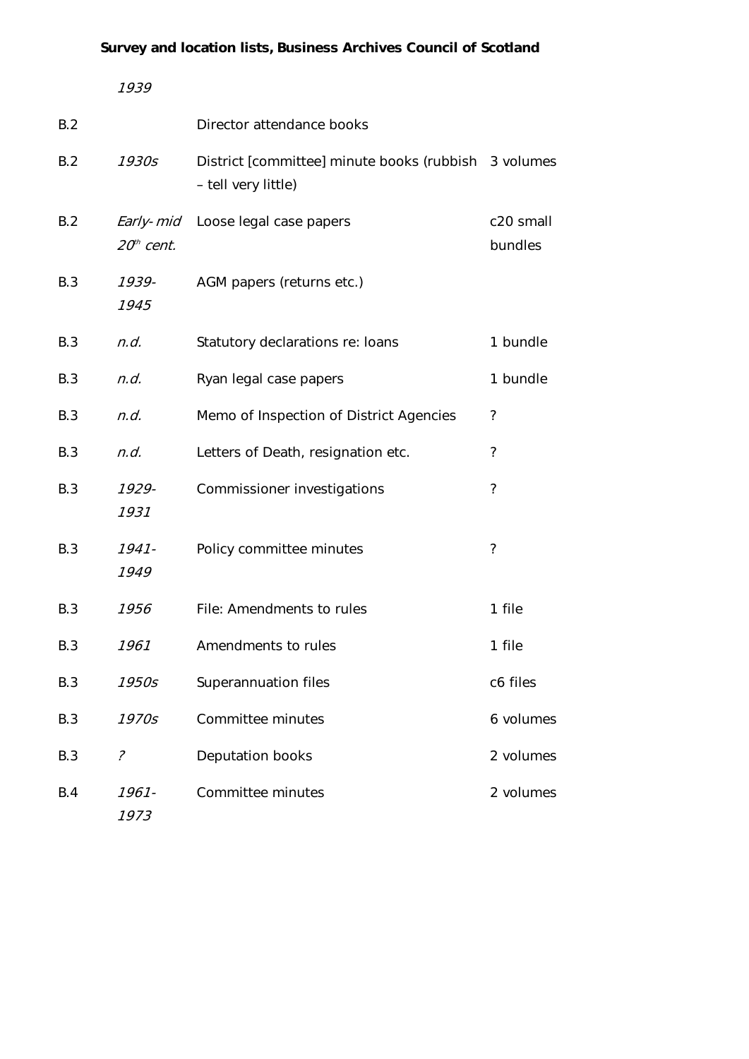| | | | |
|---|---|---|---|
| | *1939* | | |
| B.2 | | Director attendance books | |
| B.2 | *1930s* | District [committee] minute books (rubbish – tell very little) | 3 volumes |
| B.2 | *Early-mid 20th cent.* | Loose legal case papers | c20 small bundles |
| B.3 | *1939-1945* | AGM papers (returns etc.) | |
| B.3 | *n.d.* | Statutory declarations re: loans | 1 bundle |
| B.3 | *n.d.* | Ryan legal case papers | 1 bundle |
| B.3 | *n.d.* | Memo of Inspection of District Agencies | ? |
| B.3 | *n.d.* | Letters of Death, resignation etc. | ? |
| B.3 | *1929-1931* | Commissioner investigations | ? |
| B.3 | *1941-1949* | Policy committee minutes | ? |
| B.3 | *1956* | File: Amendments to rules | 1 file |
| B.3 | *1961* | Amendments to rules | 1 file |
| B.3 | *1950s* | Superannuation files | c6 files |
| B.3 | *1970s* | Committee minutes | 6 volumes |
| B.3 | *?* | Deputation books | 2 volumes |
| B.4 | *1961-1973* | Committee minutes | 2 volumes |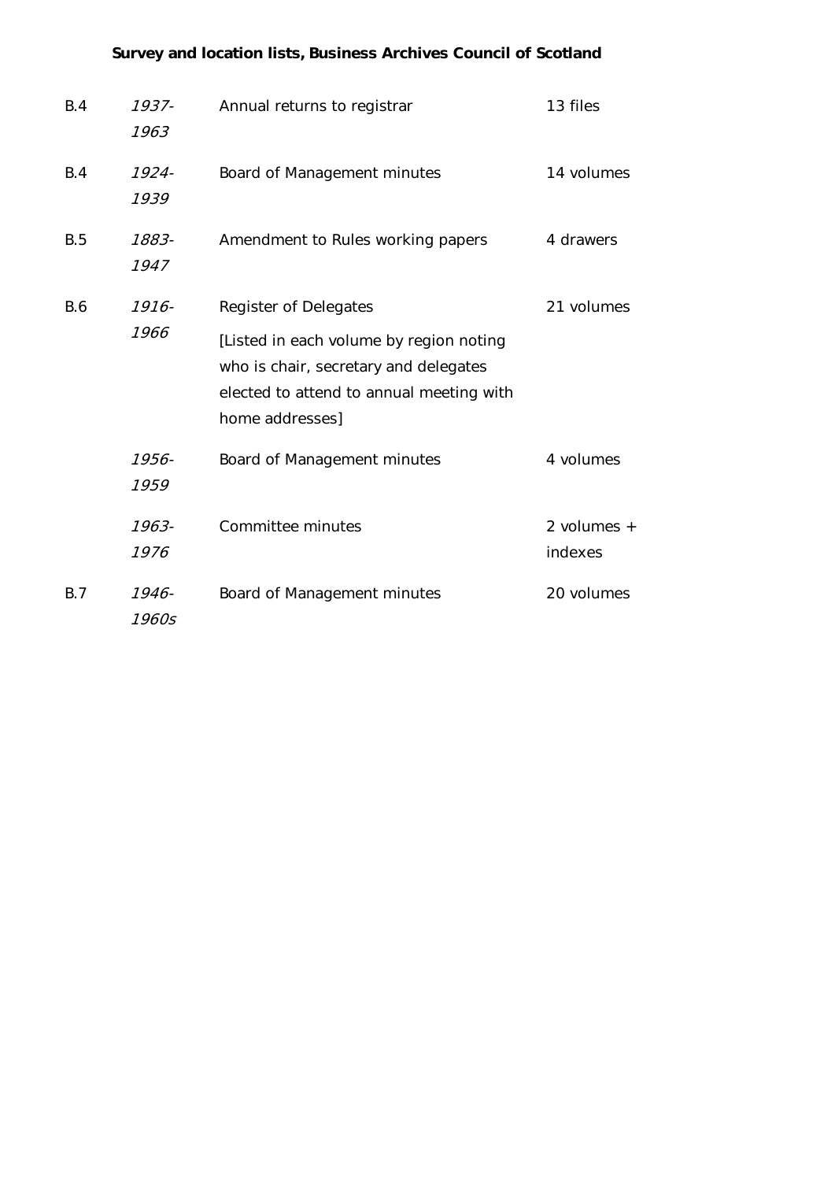| | | | |
|---|---|---|---|
| B.4 | *1937-1963* | Annual returns to registrar | 13 files |
| B.4 | *1924-1939* | Board of Management minutes | 14 volumes |
| B.5 | *1883-1947* | Amendment to Rules working papers | 4 drawers |
| B.6 | *1916-1966* | Register of Delegates<br>[Listed in each volume by region noting who is chair, secretary and delegates elected to attend to annual meeting with home addresses] | 21 volumes |
| | *1956-1959* | Board of Management minutes | 4 volumes |
| | *1963-1976* | Committee minutes | 2 volumes + indexes |
| B.7 | *1946-1960s* | Board of Management minutes | 20 volumes |